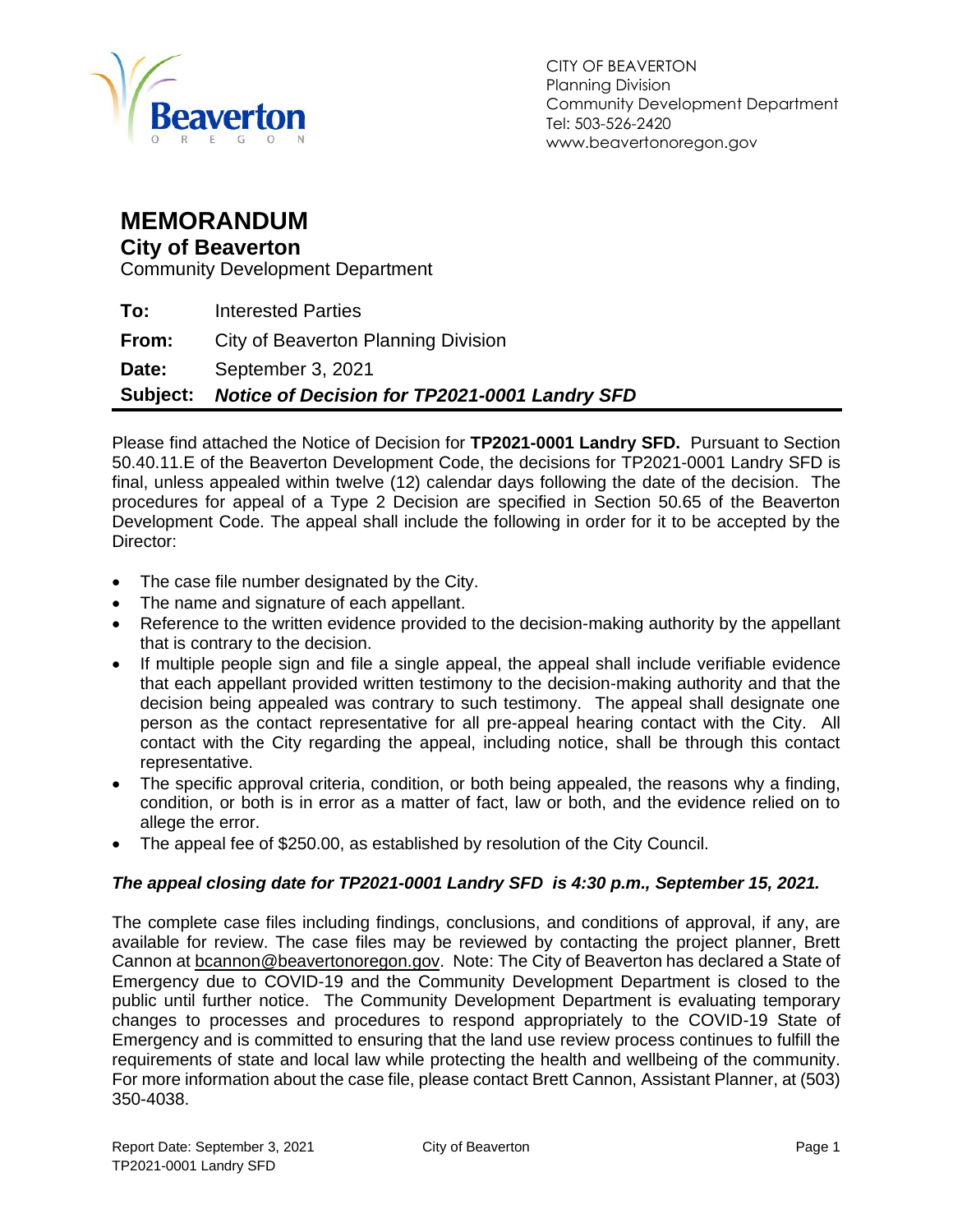CITY OF BEAVERTON
Planning Division
Community Development Department
Tel: 503-526-2420
www.beavertonoregon.gov

# MEMORANDUM

## City of Beaverton

Community Development Department

**To:** Interested Parties

**From:** City of Beaverton Planning Division

**Date:** September 3, 2021

**Subject:** ***Notice of Decision for TP2021-0001 Landry SFD***

Please find attached the Notice of Decision for **TP2021-0001 Landry SFD.** Pursuant to Section 50.40.11.E of the Beaverton Development Code, the decisions for TP2021-0001 Landry SFD is final, unless appealed within twelve (12) calendar days following the date of the decision. The procedures for appeal of a Type 2 Decision are specified in Section 50.65 of the Beaverton Development Code. The appeal shall include the following in order for it to be accepted by the Director:

- The case file number designated by the City.
- The name and signature of each appellant.
- Reference to the written evidence provided to the decision-making authority by the appellant that is contrary to the decision.
- If multiple people sign and file a single appeal, the appeal shall include verifiable evidence that each appellant provided written testimony to the decision-making authority and that the decision being appealed was contrary to such testimony. The appeal shall designate one person as the contact representative for all pre-appeal hearing contact with the City. All contact with the City regarding the appeal, including notice, shall be through this contact representative.
- The specific approval criteria, condition, or both being appealed, the reasons why a finding, condition, or both is in error as a matter of fact, law or both, and the evidence relied on to allege the error.
- The appeal fee of $250.00, as established by resolution of the City Council.

***The appeal closing date for TP2021-0001 Landry SFD is 4:30 p.m., September 15, 2021.***

The complete case files including findings, conclusions, and conditions of approval, if any, are available for review. The case files may be reviewed by contacting the project planner, Brett Cannon at bcannon@beavertonoregon.gov. Note: The City of Beaverton has declared a State of Emergency due to COVID-19 and the Community Development Department is closed to the public until further notice. The Community Development Department is evaluating temporary changes to processes and procedures to respond appropriately to the COVID-19 State of Emergency and is committed to ensuring that the land use review process continues to fulfill the requirements of state and local law while protecting the health and wellbeing of the community. For more information about the case file, please contact Brett Cannon, Assistant Planner, at (503) 350-4038.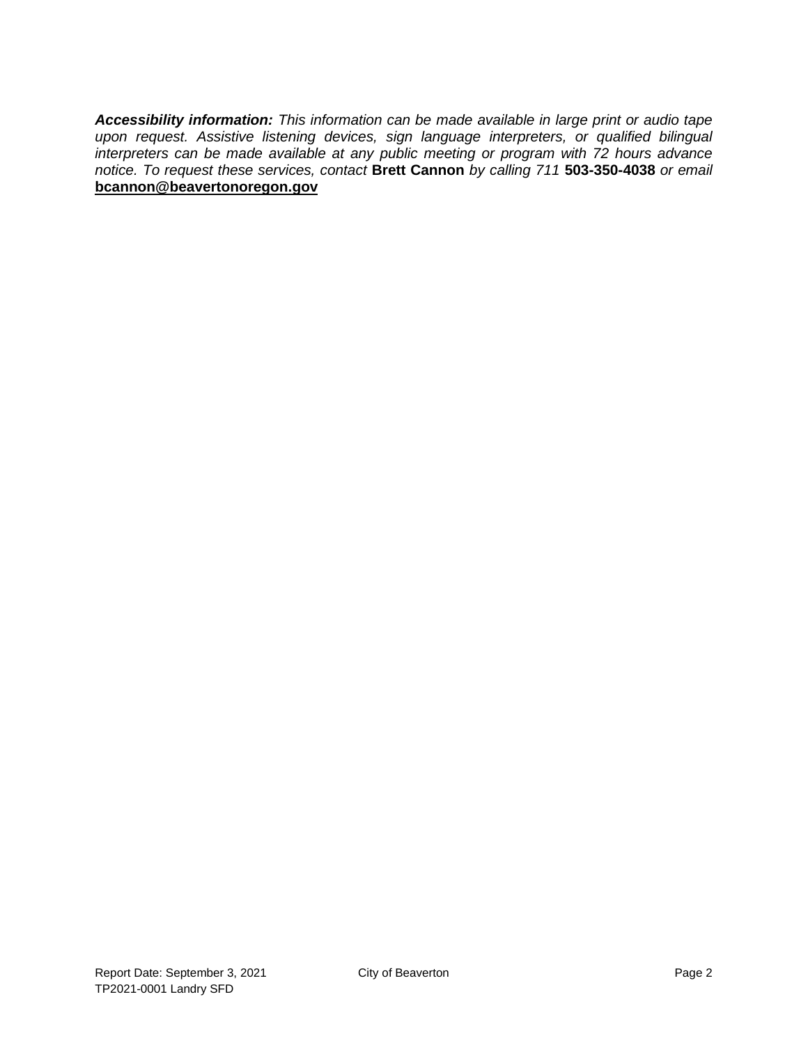***Accessibility information:*** *This information can be made available in large print or audio tape upon request. Assistive listening devices, sign language interpreters, or qualified bilingual interpreters can be made available at any public meeting or program with 72 hours advance notice. To request these services, contact* **Brett Cannon** *by calling 711* **503-350-4038** *or email* **bcannon@beavertonoregon.gov**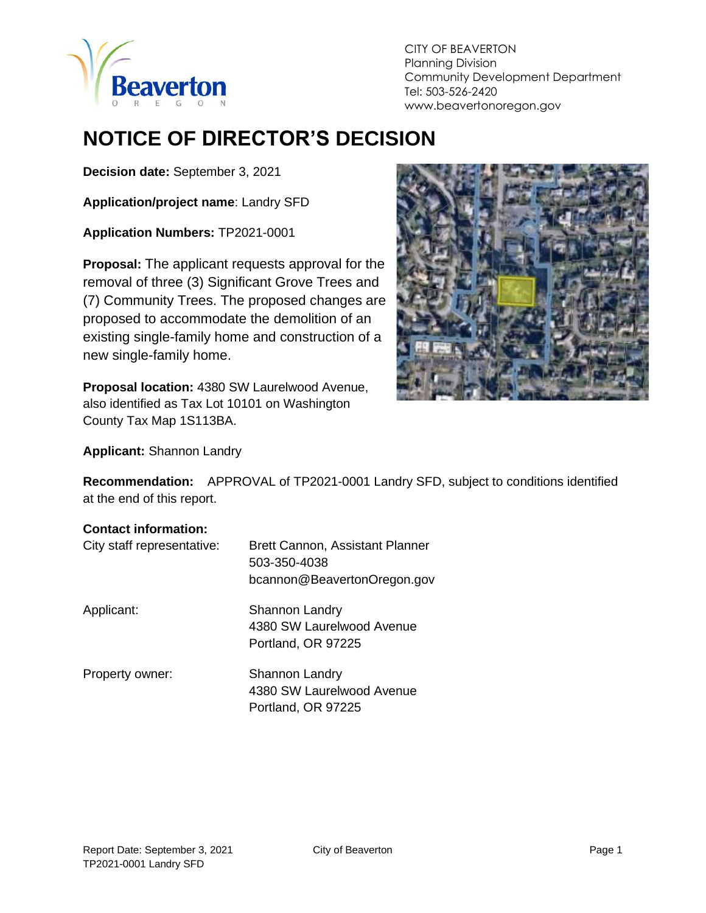CITY OF BEAVERTON
Planning Division
Community Development Department
Tel: 503-526-2420
www.beavertonoregon.gov

# NOTICE OF DIRECTOR'S DECISION

**Decision date:** September 3, 2021

**Application/project name**: Landry SFD

**Application Numbers:** TP2021-0001

**Proposal:** The applicant requests approval for the removal of three (3) Significant Grove Trees and (7) Community Trees. The proposed changes are proposed to accommodate the demolition of an existing single-family home and construction of a new single-family home.

**Proposal location:** 4380 SW Laurelwood Avenue, also identified as Tax Lot 10101 on Washington County Tax Map 1S113BA.

**Applicant:** Shannon Landry

**Recommendation:** APPROVAL of TP2021-0001 Landry SFD, subject to conditions identified at the end of this report.

**Contact information:**

City staff representative: Brett Cannon, Assistant Planner
503-350-4038
bcannon@BeavertonOregon.gov

Applicant: Shannon Landry
4380 SW Laurelwood Avenue
Portland, OR 97225

Property owner: Shannon Landry
4380 SW Laurelwood Avenue
Portland, OR 97225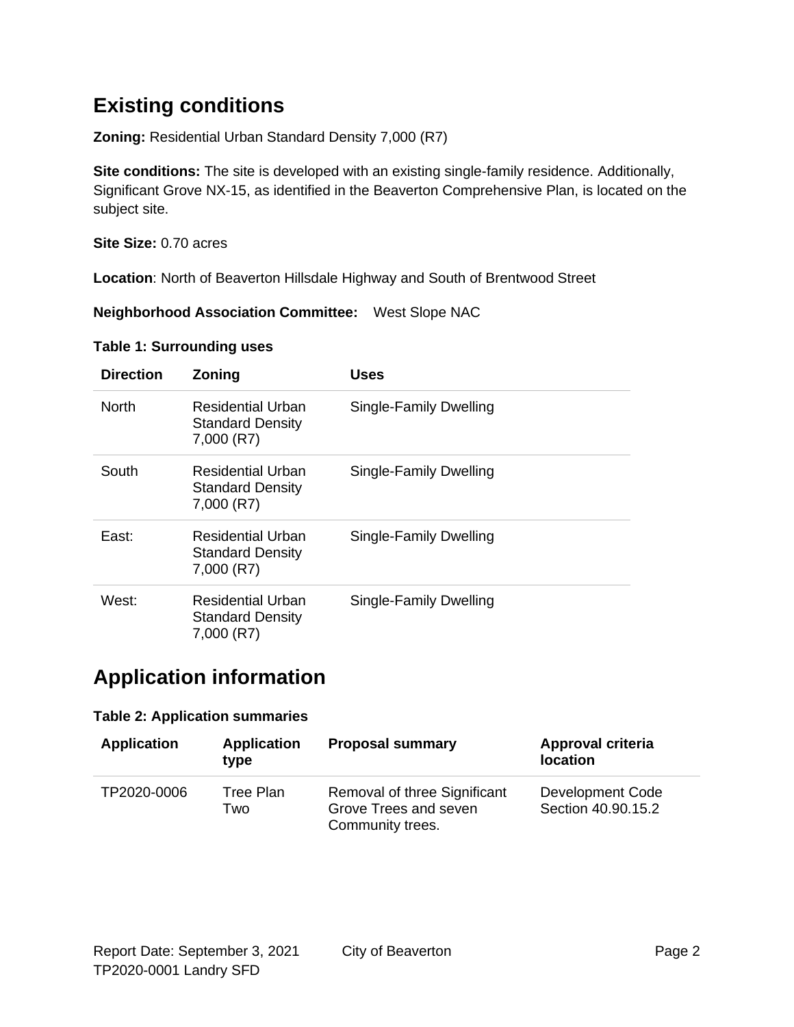## Existing conditions

**Zoning:** Residential Urban Standard Density 7,000 (R7)

**Site conditions:** The site is developed with an existing single-family residence. Additionally, Significant Grove NX-15, as identified in the Beaverton Comprehensive Plan, is located on the subject site.

**Site Size:** 0.70 acres

**Location**: North of Beaverton Hillsdale Highway and South of Brentwood Street

**Neighborhood Association Committee:** West Slope NAC

**Table 1: Surrounding uses**

| Direction | Zoning | Uses |
|---|---|---|
| North | Residential Urban Standard Density 7,000 (R7) | Single-Family Dwelling |
| South | Residential Urban Standard Density 7,000 (R7) | Single-Family Dwelling |
| East: | Residential Urban Standard Density 7,000 (R7) | Single-Family Dwelling |
| West: | Residential Urban Standard Density 7,000 (R7) | Single-Family Dwelling |

## Application information

**Table 2: Application summaries**

| Application | Application type | Proposal summary | Approval criteria location |
|---|---|---|---|
| TP2020-0006 | Tree Plan Two | Removal of three Significant Grove Trees and seven Community trees. | Development Code Section 40.90.15.2 |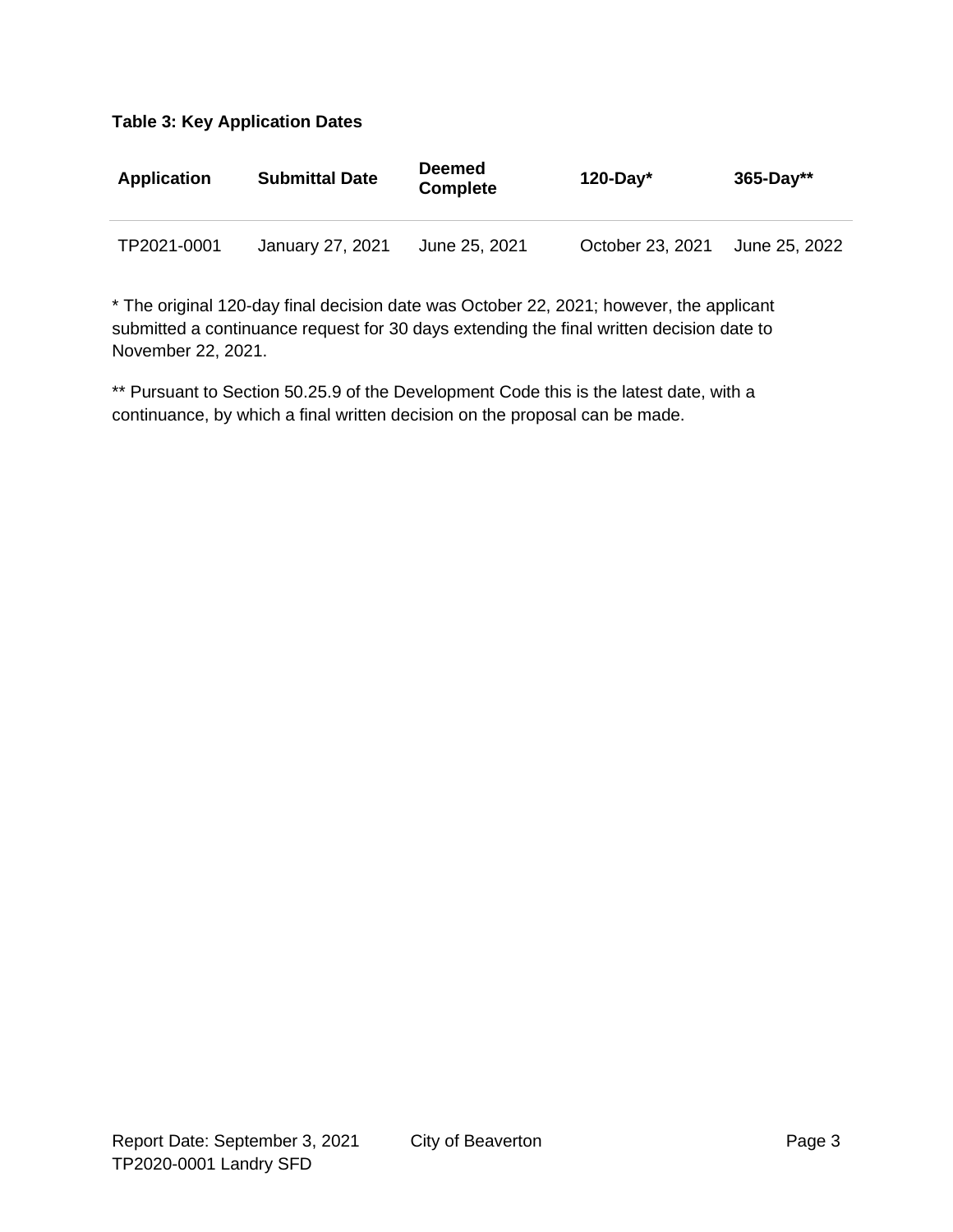**Table 3: Key Application Dates**

| Application | Submittal Date | Deemed Complete | 120-Day* | 365-Day** |
|---|---|---|---|---|
| TP2021-0001 | January 27, 2021 | June 25, 2021 | October 23, 2021 | June 25, 2022 |

* The original 120-day final decision date was October 22, 2021; however, the applicant submitted a continuance request for 30 days extending the final written decision date to November 22, 2021.

** Pursuant to Section 50.25.9 of the Development Code this is the latest date, with a continuance, by which a final written decision on the proposal can be made.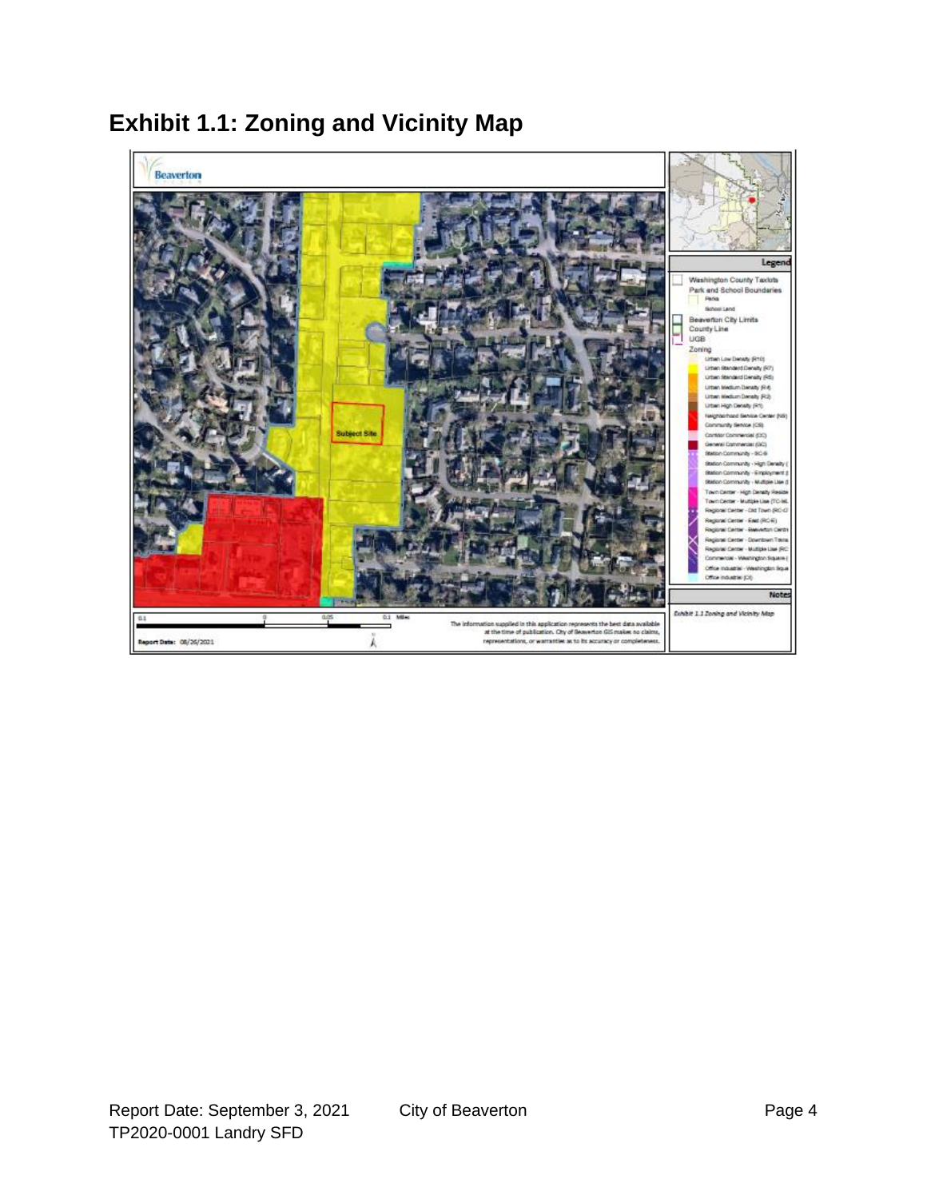# Exhibit 1.1: Zoning and Vicinity Map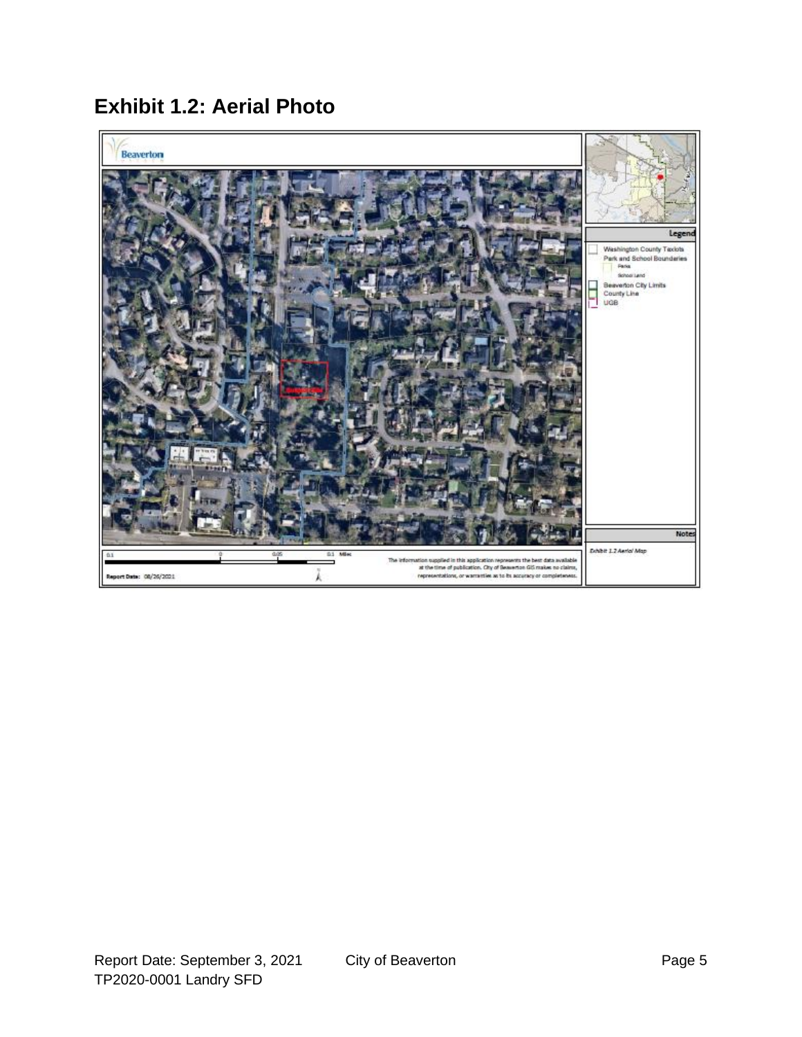# Exhibit 1.2: Aerial Photo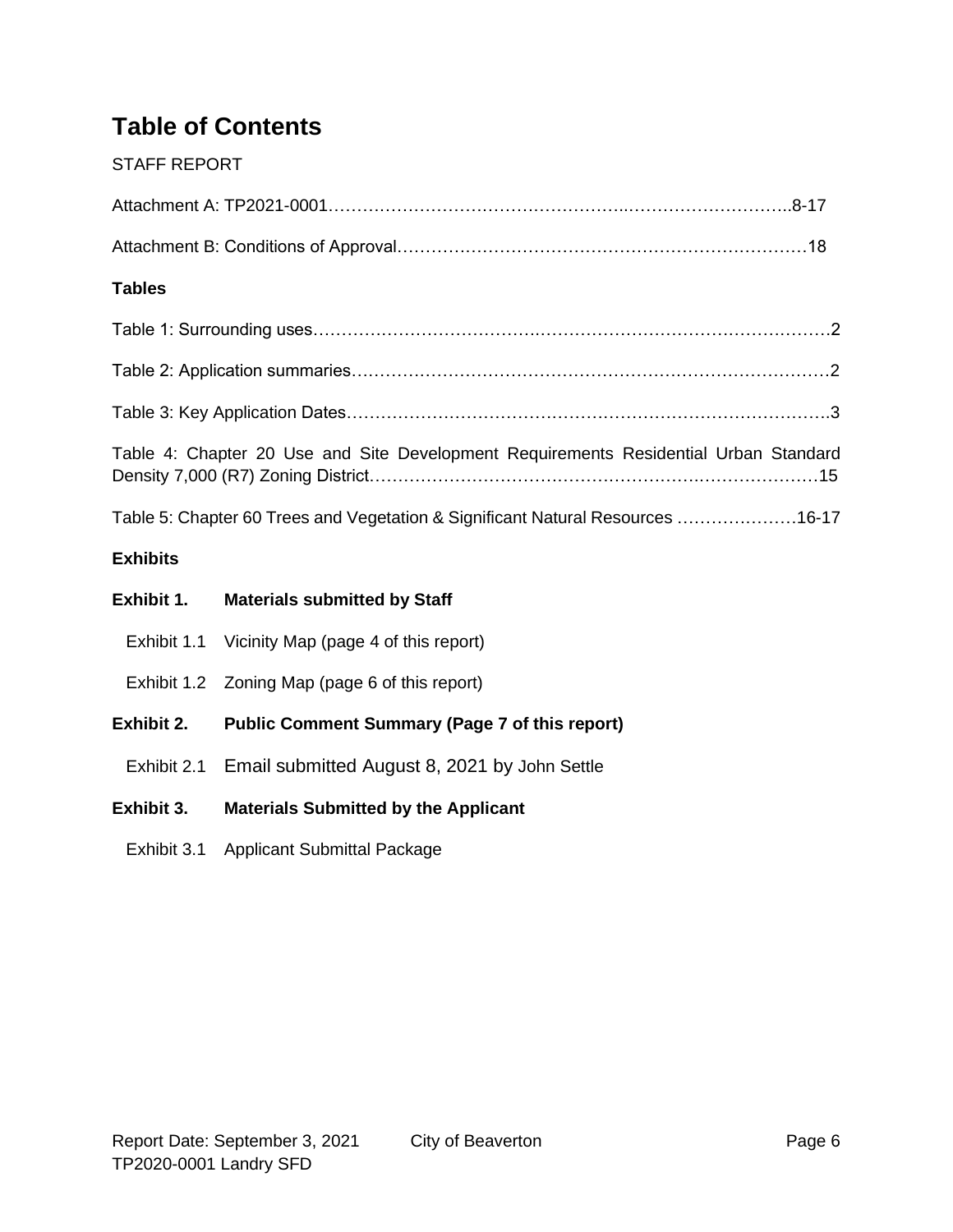# Table of Contents

STAFF REPORT

Attachment A: TP2021-0001……………………………………………..………………………..8-17

Attachment B: Conditions of Approval………………………………………………………………18

**Tables**

Table 1: Surrounding uses…………………………………………………………………………………2

Table 2: Application summaries…………………………………………………………………………2

Table 3: Key Application Dates……………………………………………………………………………3

Table 4: Chapter 20 Use and Site Development Requirements Residential Urban Standard Density 7,000 (R7) Zoning District……………………………………………………………………15

Table 5: Chapter 60 Trees and Vegetation & Significant Natural Resources …………………16-17

**Exhibits**

**Exhibit 1. Materials submitted by Staff**

- Exhibit 1.1 Vicinity Map (page 4 of this report)
- Exhibit 1.2 Zoning Map (page 6 of this report)

**Exhibit 2. Public Comment Summary (Page 7 of this report)**

- Exhibit 2.1 Email submitted August 8, 2021 by John Settle

**Exhibit 3. Materials Submitted by the Applicant**

- Exhibit 3.1 Applicant Submittal Package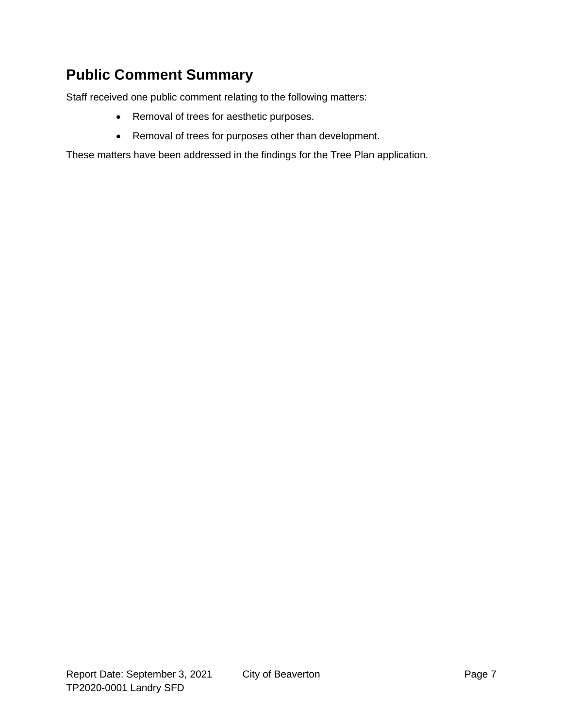## Public Comment Summary

Staff received one public comment relating to the following matters:

- Removal of trees for aesthetic purposes.
- Removal of trees for purposes other than development.

These matters have been addressed in the findings for the Tree Plan application.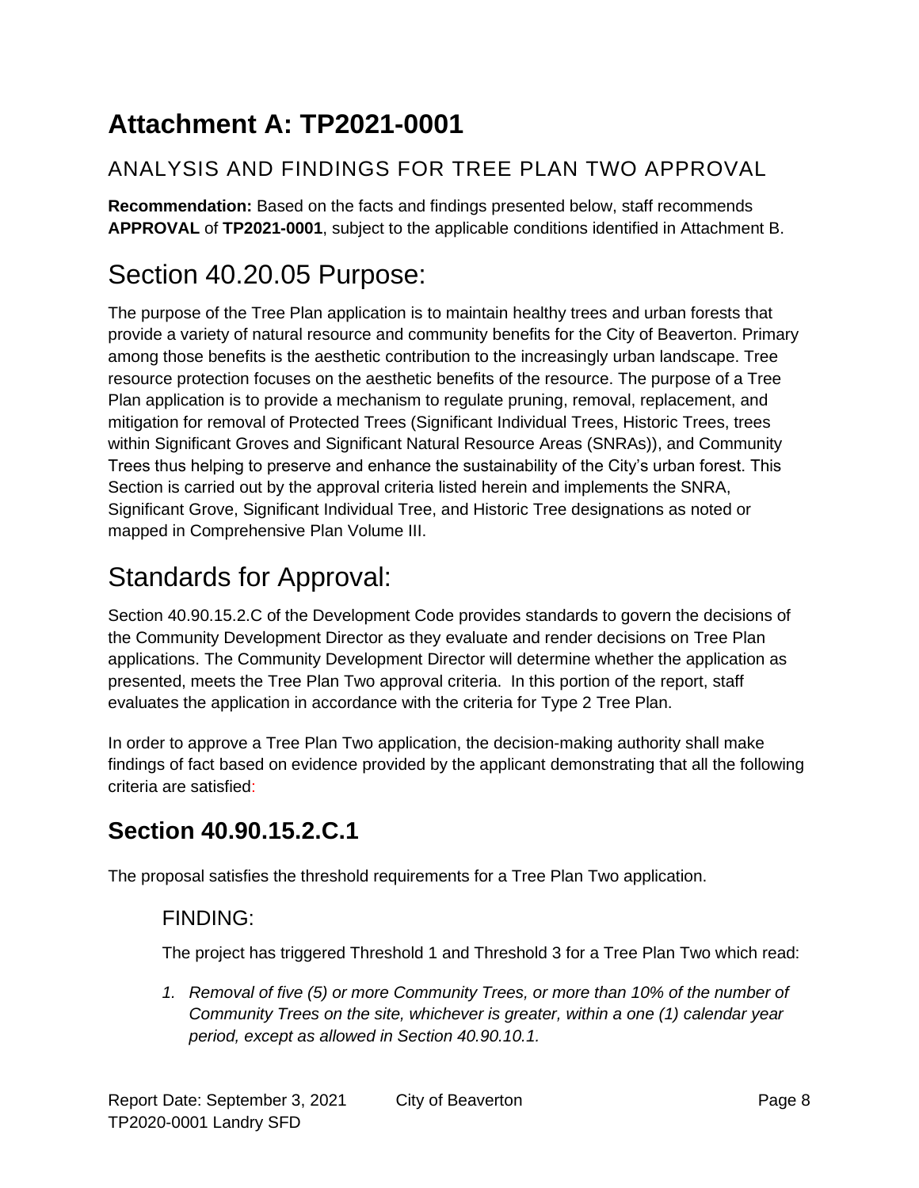# Attachment A: TP2021-0001

## ANALYSIS AND FINDINGS FOR TREE PLAN TWO APPROVAL

**Recommendation:** Based on the facts and findings presented below, staff recommends **APPROVAL** of **TP2021-0001**, subject to the applicable conditions identified in Attachment B.

# Section 40.20.05 Purpose:

The purpose of the Tree Plan application is to maintain healthy trees and urban forests that provide a variety of natural resource and community benefits for the City of Beaverton. Primary among those benefits is the aesthetic contribution to the increasingly urban landscape. Tree resource protection focuses on the aesthetic benefits of the resource. The purpose of a Tree Plan application is to provide a mechanism to regulate pruning, removal, replacement, and mitigation for removal of Protected Trees (Significant Individual Trees, Historic Trees, trees within Significant Groves and Significant Natural Resource Areas (SNRAs)), and Community Trees thus helping to preserve and enhance the sustainability of the City's urban forest. This Section is carried out by the approval criteria listed herein and implements the SNRA, Significant Grove, Significant Individual Tree, and Historic Tree designations as noted or mapped in Comprehensive Plan Volume III.

# Standards for Approval:

Section 40.90.15.2.C of the Development Code provides standards to govern the decisions of the Community Development Director as they evaluate and render decisions on Tree Plan applications. The Community Development Director will determine whether the application as presented, meets the Tree Plan Two approval criteria. In this portion of the report, staff evaluates the application in accordance with the criteria for Type 2 Tree Plan.

In order to approve a Tree Plan Two application, the decision-making authority shall make findings of fact based on evidence provided by the applicant demonstrating that all the following criteria are satisfied:

## Section 40.90.15.2.C.1

The proposal satisfies the threshold requirements for a Tree Plan Two application.

### FINDING:

The project has triggered Threshold 1 and Threshold 3 for a Tree Plan Two which read:

1. *Removal of five (5) or more Community Trees, or more than 10% of the number of Community Trees on the site, whichever is greater, within a one (1) calendar year period, except as allowed in Section 40.90.10.1.*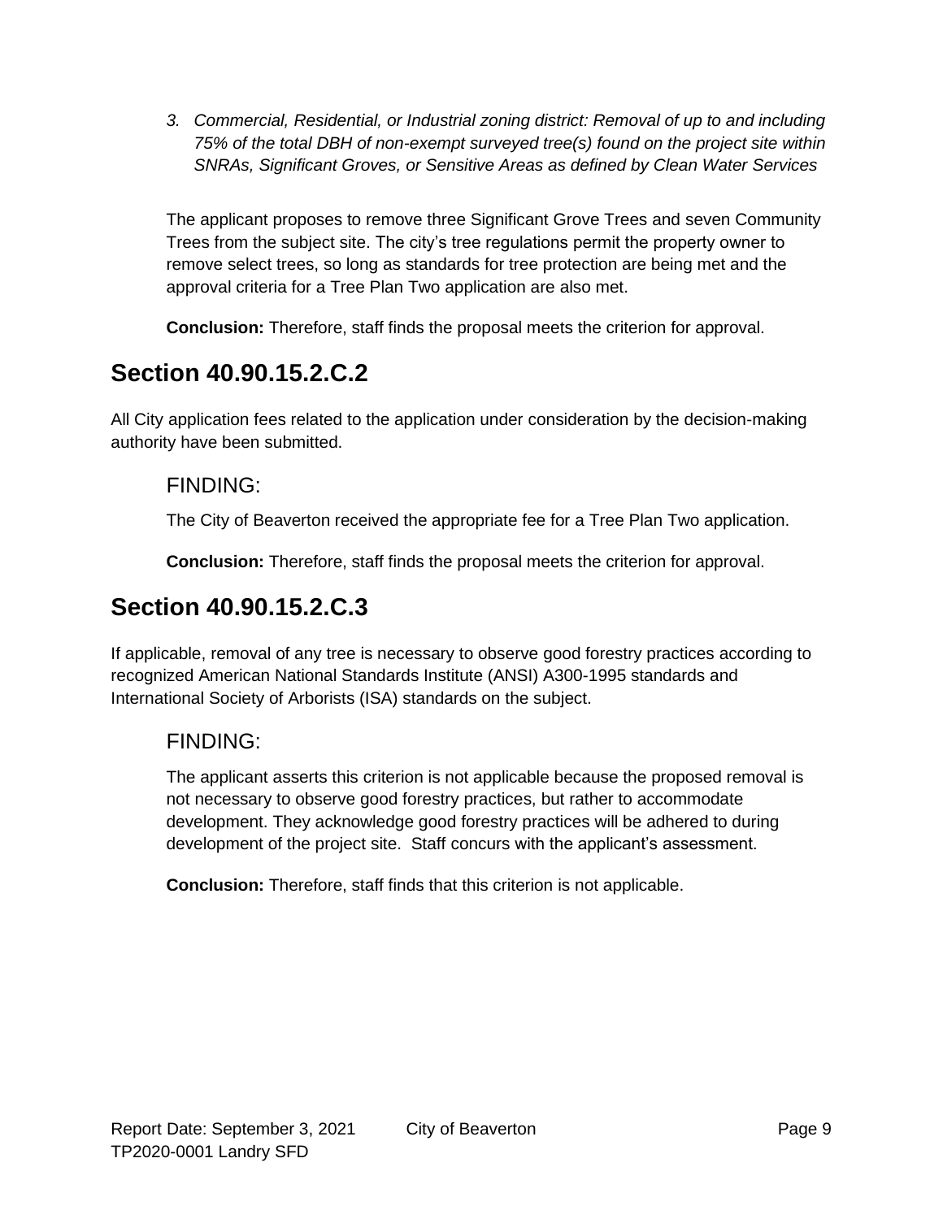3. *Commercial, Residential, or Industrial zoning district: Removal of up to and including 75% of the total DBH of non-exempt surveyed tree(s) found on the project site within SNRAs, Significant Groves, or Sensitive Areas as defined by Clean Water Services*

The applicant proposes to remove three Significant Grove Trees and seven Community Trees from the subject site. The city's tree regulations permit the property owner to remove select trees, so long as standards for tree protection are being met and the approval criteria for a Tree Plan Two application are also met.

**Conclusion:** Therefore, staff finds the proposal meets the criterion for approval.

## Section 40.90.15.2.C.2

All City application fees related to the application under consideration by the decision-making authority have been submitted.

### FINDING:

The City of Beaverton received the appropriate fee for a Tree Plan Two application.

**Conclusion:** Therefore, staff finds the proposal meets the criterion for approval.

## Section 40.90.15.2.C.3

If applicable, removal of any tree is necessary to observe good forestry practices according to recognized American National Standards Institute (ANSI) A300-1995 standards and International Society of Arborists (ISA) standards on the subject.

### FINDING:

The applicant asserts this criterion is not applicable because the proposed removal is not necessary to observe good forestry practices, but rather to accommodate development. They acknowledge good forestry practices will be adhered to during development of the project site. Staff concurs with the applicant's assessment.

**Conclusion:** Therefore, staff finds that this criterion is not applicable.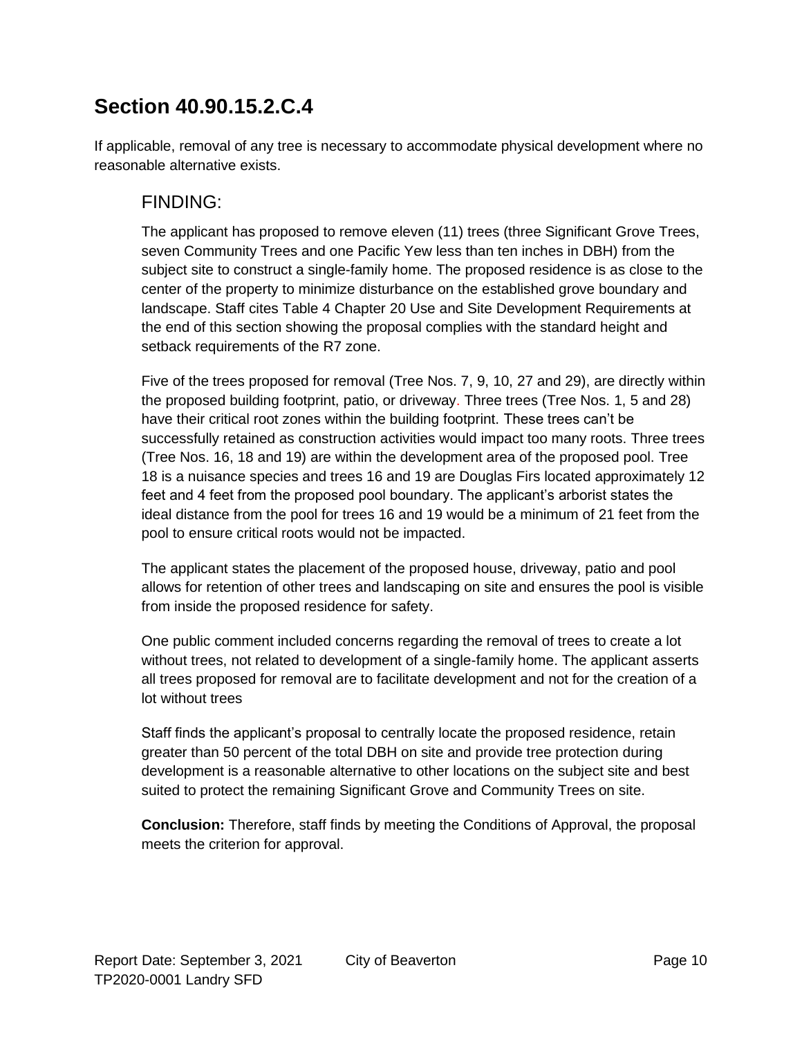## Section 40.90.15.2.C.4

If applicable, removal of any tree is necessary to accommodate physical development where no reasonable alternative exists.

### FINDING:

The applicant has proposed to remove eleven (11) trees (three Significant Grove Trees, seven Community Trees and one Pacific Yew less than ten inches in DBH) from the subject site to construct a single-family home. The proposed residence is as close to the center of the property to minimize disturbance on the established grove boundary and landscape. Staff cites Table 4 Chapter 20 Use and Site Development Requirements at the end of this section showing the proposal complies with the standard height and setback requirements of the R7 zone.

Five of the trees proposed for removal (Tree Nos. 7, 9, 10, 27 and 29), are directly within the proposed building footprint, patio, or driveway. Three trees (Tree Nos. 1, 5 and 28) have their critical root zones within the building footprint. These trees can't be successfully retained as construction activities would impact too many roots. Three trees (Tree Nos. 16, 18 and 19) are within the development area of the proposed pool. Tree 18 is a nuisance species and trees 16 and 19 are Douglas Firs located approximately 12 feet and 4 feet from the proposed pool boundary. The applicant's arborist states the ideal distance from the pool for trees 16 and 19 would be a minimum of 21 feet from the pool to ensure critical roots would not be impacted.

The applicant states the placement of the proposed house, driveway, patio and pool allows for retention of other trees and landscaping on site and ensures the pool is visible from inside the proposed residence for safety.

One public comment included concerns regarding the removal of trees to create a lot without trees, not related to development of a single-family home. The applicant asserts all trees proposed for removal are to facilitate development and not for the creation of a lot without trees

Staff finds the applicant's proposal to centrally locate the proposed residence, retain greater than 50 percent of the total DBH on site and provide tree protection during development is a reasonable alternative to other locations on the subject site and best suited to protect the remaining Significant Grove and Community Trees on site.

**Conclusion:** Therefore, staff finds by meeting the Conditions of Approval, the proposal meets the criterion for approval.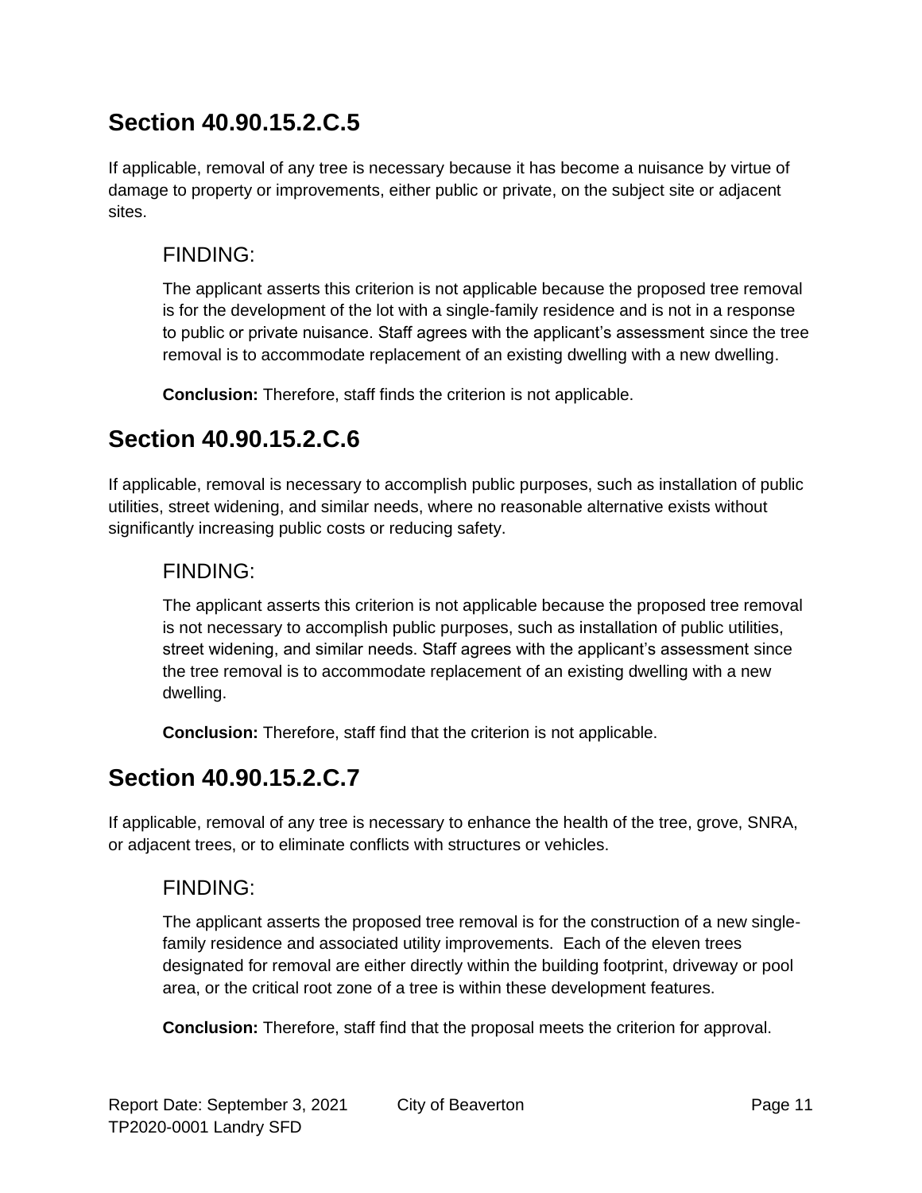## Section 40.90.15.2.C.5

If applicable, removal of any tree is necessary because it has become a nuisance by virtue of damage to property or improvements, either public or private, on the subject site or adjacent sites.

### FINDING:

The applicant asserts this criterion is not applicable because the proposed tree removal is for the development of the lot with a single-family residence and is not in a response to public or private nuisance. Staff agrees with the applicant's assessment since the tree removal is to accommodate replacement of an existing dwelling with a new dwelling.

**Conclusion:** Therefore, staff finds the criterion is not applicable.

## Section 40.90.15.2.C.6

If applicable, removal is necessary to accomplish public purposes, such as installation of public utilities, street widening, and similar needs, where no reasonable alternative exists without significantly increasing public costs or reducing safety.

### FINDING:

The applicant asserts this criterion is not applicable because the proposed tree removal is not necessary to accomplish public purposes, such as installation of public utilities, street widening, and similar needs. Staff agrees with the applicant's assessment since the tree removal is to accommodate replacement of an existing dwelling with a new dwelling.

**Conclusion:** Therefore, staff find that the criterion is not applicable.

## Section 40.90.15.2.C.7

If applicable, removal of any tree is necessary to enhance the health of the tree, grove, SNRA, or adjacent trees, or to eliminate conflicts with structures or vehicles.

### FINDING:

The applicant asserts the proposed tree removal is for the construction of a new single-family residence and associated utility improvements. Each of the eleven trees designated for removal are either directly within the building footprint, driveway or pool area, or the critical root zone of a tree is within these development features.

**Conclusion:** Therefore, staff find that the proposal meets the criterion for approval.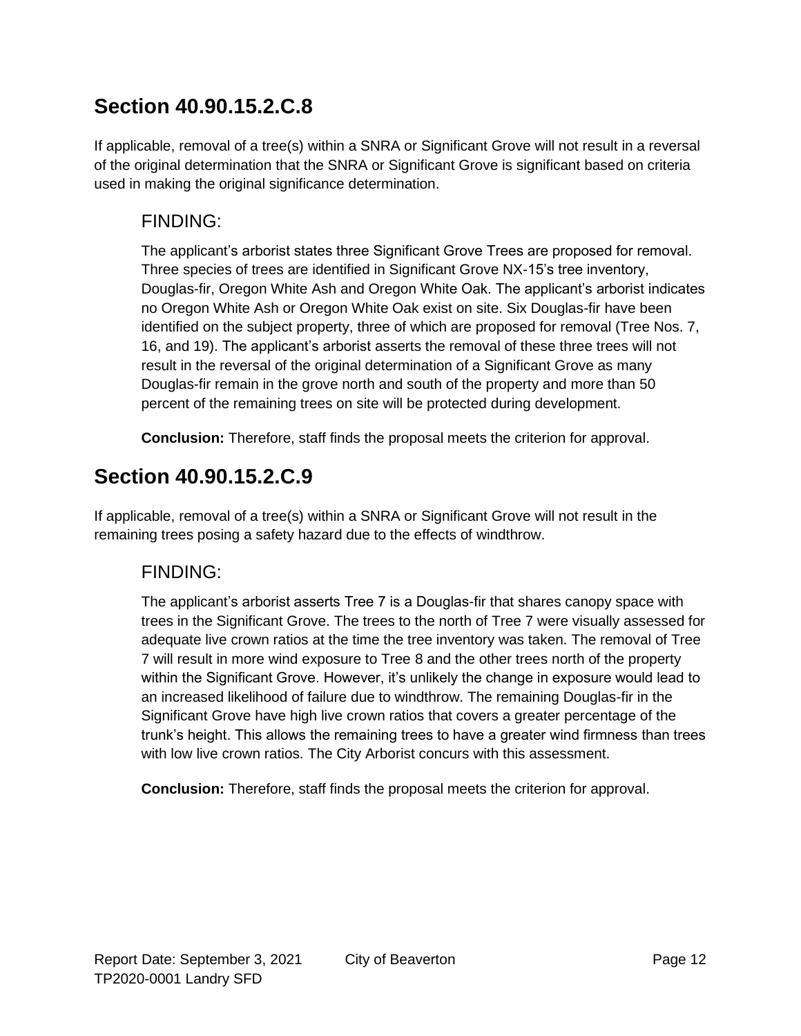## Section 40.90.15.2.C.8

If applicable, removal of a tree(s) within a SNRA or Significant Grove will not result in a reversal of the original determination that the SNRA or Significant Grove is significant based on criteria used in making the original significance determination.

### FINDING:

The applicant's arborist states three Significant Grove Trees are proposed for removal. Three species of trees are identified in Significant Grove NX-15's tree inventory, Douglas-fir, Oregon White Ash and Oregon White Oak. The applicant's arborist indicates no Oregon White Ash or Oregon White Oak exist on site. Six Douglas-fir have been identified on the subject property, three of which are proposed for removal (Tree Nos. 7, 16, and 19). The applicant's arborist asserts the removal of these three trees will not result in the reversal of the original determination of a Significant Grove as many Douglas-fir remain in the grove north and south of the property and more than 50 percent of the remaining trees on site will be protected during development.

**Conclusion:** Therefore, staff finds the proposal meets the criterion for approval.

## Section 40.90.15.2.C.9

If applicable, removal of a tree(s) within a SNRA or Significant Grove will not result in the remaining trees posing a safety hazard due to the effects of windthrow.

### FINDING:

The applicant's arborist asserts Tree 7 is a Douglas-fir that shares canopy space with trees in the Significant Grove. The trees to the north of Tree 7 were visually assessed for adequate live crown ratios at the time the tree inventory was taken. The removal of Tree 7 will result in more wind exposure to Tree 8 and the other trees north of the property within the Significant Grove. However, it's unlikely the change in exposure would lead to an increased likelihood of failure due to windthrow. The remaining Douglas-fir in the Significant Grove have high live crown ratios that covers a greater percentage of the trunk's height. This allows the remaining trees to have a greater wind firmness than trees with low live crown ratios. The City Arborist concurs with this assessment.

**Conclusion:** Therefore, staff finds the proposal meets the criterion for approval.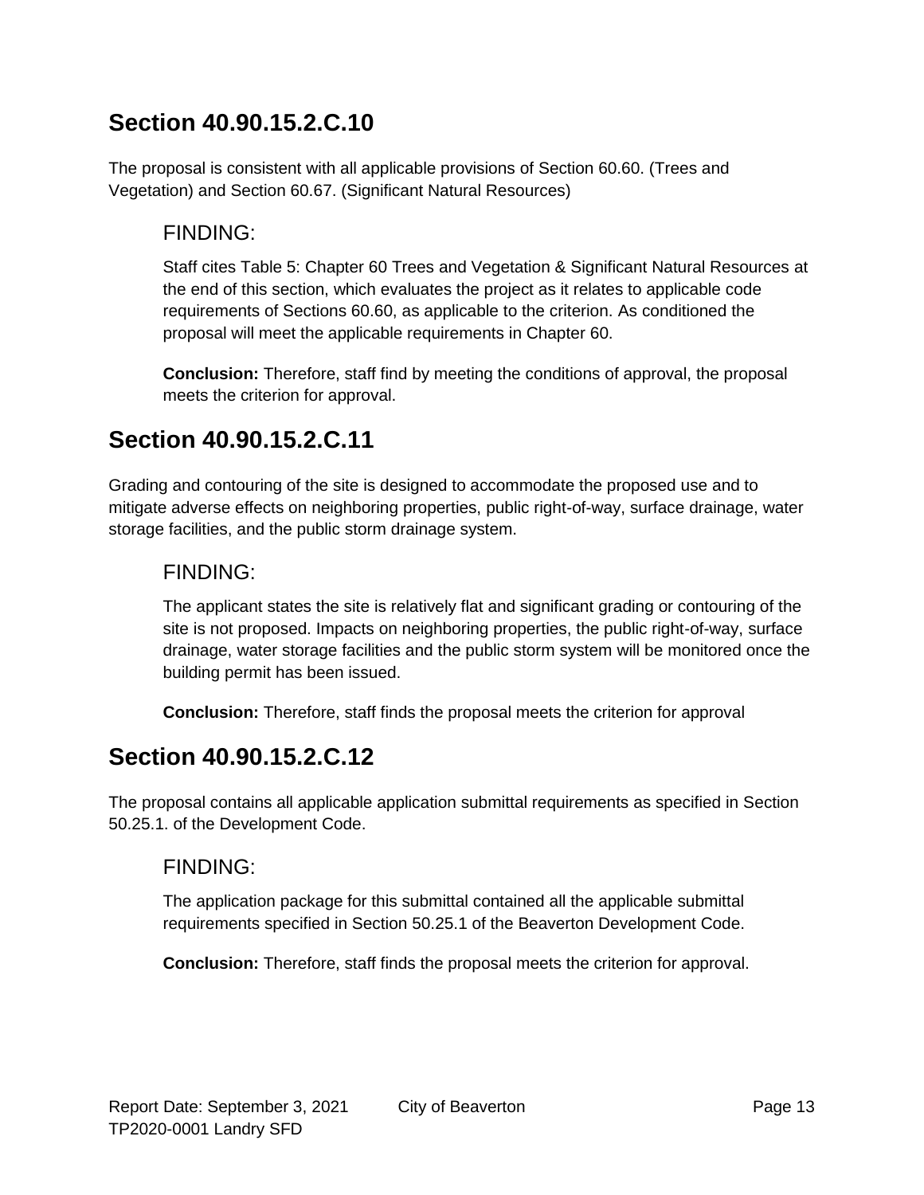## Section 40.90.15.2.C.10

The proposal is consistent with all applicable provisions of Section 60.60. (Trees and Vegetation) and Section 60.67. (Significant Natural Resources)

### FINDING:

Staff cites Table 5: Chapter 60 Trees and Vegetation & Significant Natural Resources at the end of this section, which evaluates the project as it relates to applicable code requirements of Sections 60.60, as applicable to the criterion. As conditioned the proposal will meet the applicable requirements in Chapter 60.

**Conclusion:** Therefore, staff find by meeting the conditions of approval, the proposal meets the criterion for approval.

## Section 40.90.15.2.C.11

Grading and contouring of the site is designed to accommodate the proposed use and to mitigate adverse effects on neighboring properties, public right-of-way, surface drainage, water storage facilities, and the public storm drainage system.

### FINDING:

The applicant states the site is relatively flat and significant grading or contouring of the site is not proposed. Impacts on neighboring properties, the public right-of-way, surface drainage, water storage facilities and the public storm system will be monitored once the building permit has been issued.

**Conclusion:** Therefore, staff finds the proposal meets the criterion for approval

## Section 40.90.15.2.C.12

The proposal contains all applicable application submittal requirements as specified in Section 50.25.1. of the Development Code.

### FINDING:

The application package for this submittal contained all the applicable submittal requirements specified in Section 50.25.1 of the Beaverton Development Code.

**Conclusion:** Therefore, staff finds the proposal meets the criterion for approval.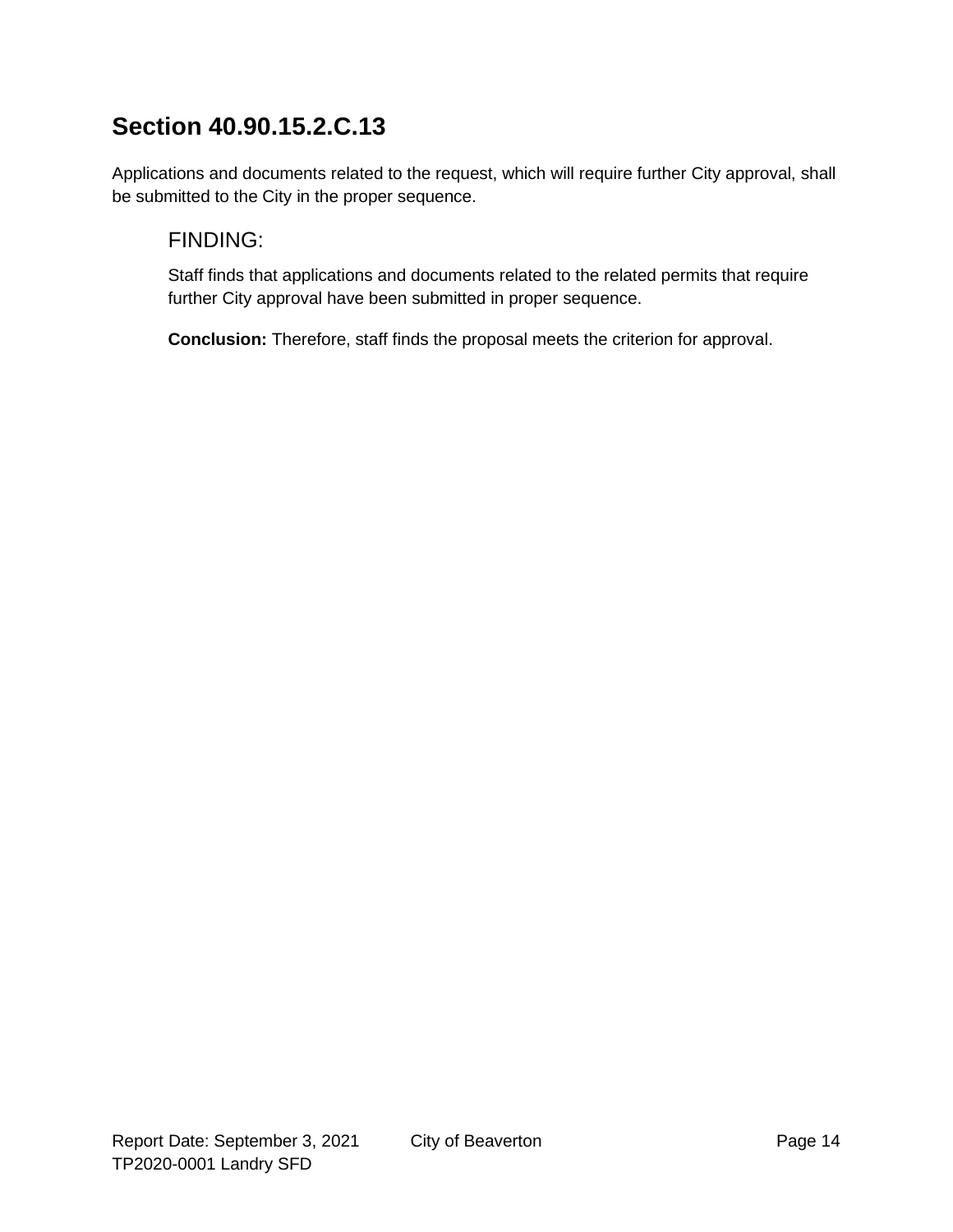## Section 40.90.15.2.C.13

Applications and documents related to the request, which will require further City approval, shall be submitted to the City in the proper sequence.

### FINDING:

Staff finds that applications and documents related to the related permits that require further City approval have been submitted in proper sequence.

**Conclusion:** Therefore, staff finds the proposal meets the criterion for approval.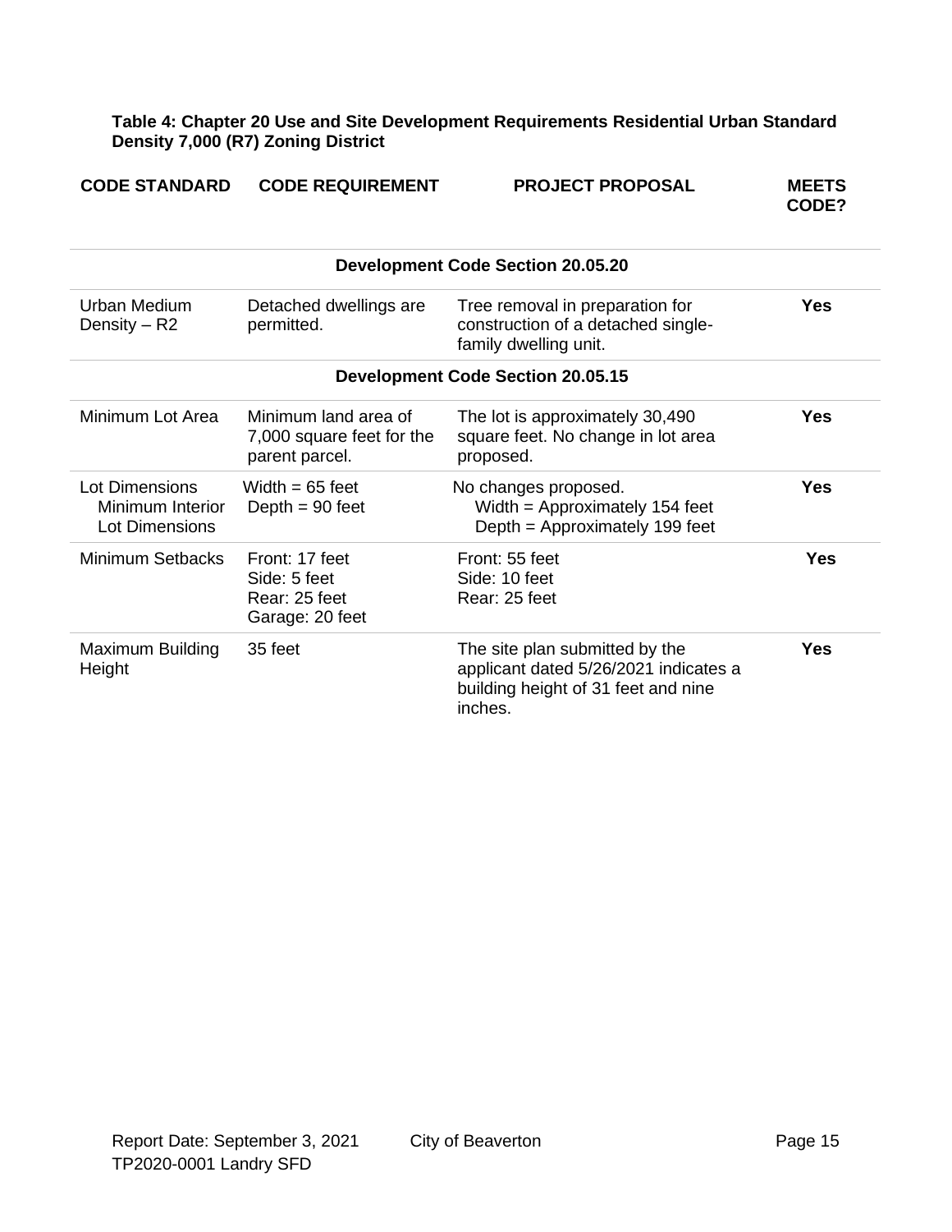**Table 4: Chapter 20 Use and Site Development Requirements Residential Urban Standard Density 7,000 (R7) Zoning District**

| CODE STANDARD | CODE REQUIREMENT | PROJECT PROPOSAL | MEETS CODE? |
|---|---|---|---|
| | | **Development Code Section 20.05.20** | |
| Urban Medium Density – R2 | Detached dwellings are permitted. | Tree removal in preparation for construction of a detached single-family dwelling unit. | **Yes** |
| | | **Development Code Section 20.05.15** | |
| Minimum Lot Area | Minimum land area of 7,000 square feet for the parent parcel. | The lot is approximately 30,490 square feet. No change in lot area proposed. | **Yes** |
| Lot Dimensions Minimum Interior Lot Dimensions | Width = 65 feet<br>Depth = 90 feet | No changes proposed.<br>Width = Approximately 154 feet<br>Depth = Approximately 199 feet | **Yes** |
| Minimum Setbacks | Front: 17 feet<br>Side: 5 feet<br>Rear: 25 feet<br>Garage: 20 feet | Front: 55 feet<br>Side: 10 feet<br>Rear: 25 feet | **Yes** |
| Maximum Building Height | 35 feet | The site plan submitted by the applicant dated 5/26/2021 indicates a building height of 31 feet and nine inches. | **Yes** |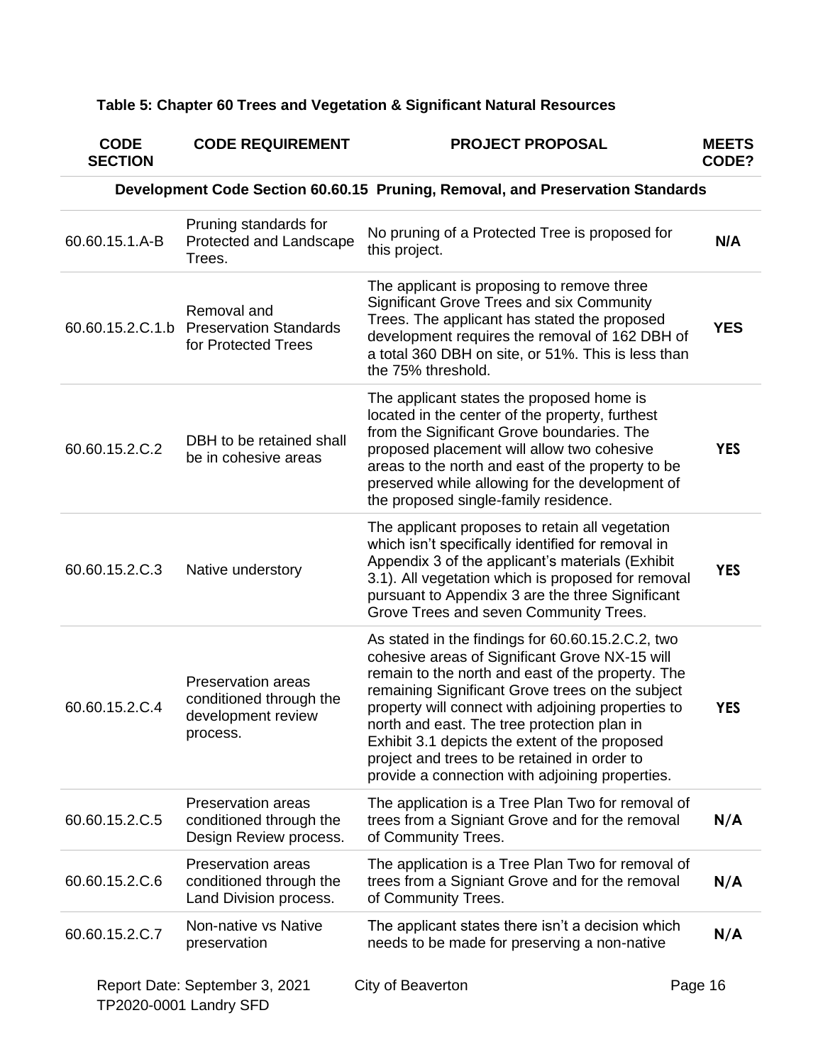**Table 5: Chapter 60 Trees and Vegetation & Significant Natural Resources**

| CODE SECTION | CODE REQUIREMENT | PROJECT PROPOSAL | MEETS CODE? |
|---|---|---|---|
| **Development Code Section 60.60.15 Pruning, Removal, and Preservation Standards** | | | |
| 60.60.15.1.A-B | Pruning standards for Protected and Landscape Trees. | No pruning of a Protected Tree is proposed for this project. | **N/A** |
| 60.60.15.2.C.1.b | Removal and Preservation Standards for Protected Trees | The applicant is proposing to remove three Significant Grove Trees and six Community Trees. The applicant has stated the proposed development requires the removal of 162 DBH of a total 360 DBH on site, or 51%. This is less than the 75% threshold. | **YES** |
| 60.60.15.2.C.2 | DBH to be retained shall be in cohesive areas | The applicant states the proposed home is located in the center of the property, furthest from the Significant Grove boundaries. The proposed placement will allow two cohesive areas to the north and east of the property to be preserved while allowing for the development of the proposed single-family residence. | **YES** |
| 60.60.15.2.C.3 | Native understory | The applicant proposes to retain all vegetation which isn't specifically identified for removal in Appendix 3 of the applicant's materials (Exhibit 3.1). All vegetation which is proposed for removal pursuant to Appendix 3 are the three Significant Grove Trees and seven Community Trees. | **YES** |
| 60.60.15.2.C.4 | Preservation areas conditioned through the development review process. | As stated in the findings for 60.60.15.2.C.2, two cohesive areas of Significant Grove NX-15 will remain to the north and east of the property. The remaining Significant Grove trees on the subject property will connect with adjoining properties to north and east. The tree protection plan in Exhibit 3.1 depicts the extent of the proposed project and trees to be retained in order to provide a connection with adjoining properties. | **YES** |
| 60.60.15.2.C.5 | Preservation areas conditioned through the Design Review process. | The application is a Tree Plan Two for removal of trees from a Signiant Grove and for the removal of Community Trees. | **N/A** |
| 60.60.15.2.C.6 | Preservation areas conditioned through the Land Division process. | The application is a Tree Plan Two for removal of trees from a Signiant Grove and for the removal of Community Trees. | **N/A** |
| 60.60.15.2.C.7 | Non-native vs Native preservation | The applicant states there isn't a decision which needs to be made for preserving a non-native | **N/A** |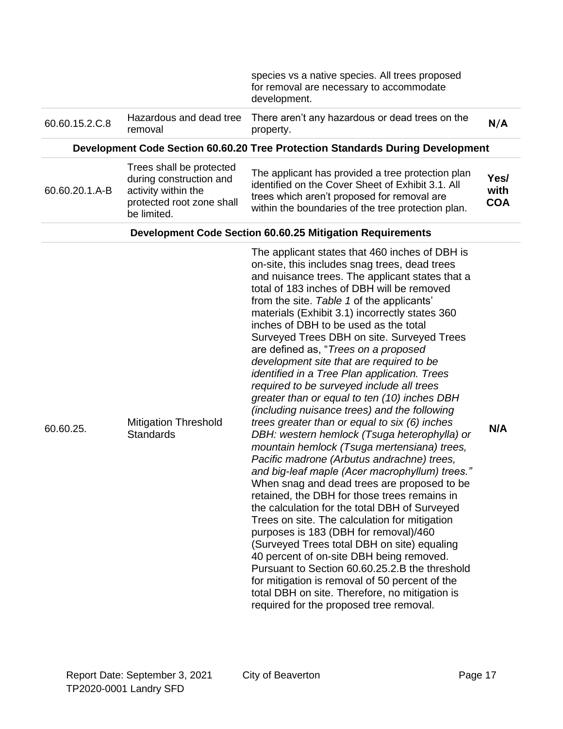| | | | |
|---|---|---|---|
| | | species vs a native species. All trees proposed for removal are necessary to accommodate development. | |
| 60.60.15.2.C.8 | Hazardous and dead tree removal | There aren't any hazardous or dead trees on the property. | N/A |
| **Development Code Section 60.60.20 Tree Protection Standards During Development** | | | |
| 60.60.20.1.A-B | Trees shall be protected during construction and activity within the protected root zone shall be limited. | The applicant has provided a tree protection plan identified on the Cover Sheet of Exhibit 3.1. All trees which aren't proposed for removal are within the boundaries of the tree protection plan. | **Yes/ with COA** |
| **Development Code Section 60.60.25 Mitigation Requirements** | | | |
| 60.60.25. | Mitigation Threshold Standards | The applicant states that 460 inches of DBH is on-site, this includes snag trees, dead trees and nuisance trees. The applicant states that a total of 183 inches of DBH will be removed from the site. *Table 1* of the applicants' materials (Exhibit 3.1) incorrectly states 360 inches of DBH to be used as the total Surveyed Trees DBH on site. Surveyed Trees are defined as, "*Trees on a proposed development site that are required to be identified in a Tree Plan application. Trees required to be surveyed include all trees greater than or equal to ten (10) inches DBH (including nuisance trees) and the following trees greater than or equal to six (6) inches DBH: western hemlock (Tsuga heterophylla) or mountain hemlock (Tsuga mertensiana) trees, Pacific madrone (Arbutus andrachne) trees, and big-leaf maple (Acer macrophyllum) trees."* When snag and dead trees are proposed to be retained, the DBH for those trees remains in the calculation for the total DBH of Surveyed Trees on site. The calculation for mitigation purposes is 183 (DBH for removal)/460 (Surveyed Trees total DBH on site) equaling 40 percent of on-site DBH being removed. Pursuant to Section 60.60.25.2.B the threshold for mitigation is removal of 50 percent of the total DBH on site. Therefore, no mitigation is required for the proposed tree removal. | **N/A** |

Report Date: September 3, 2021 City of Beaverton
TP2020-0001 Landry SFD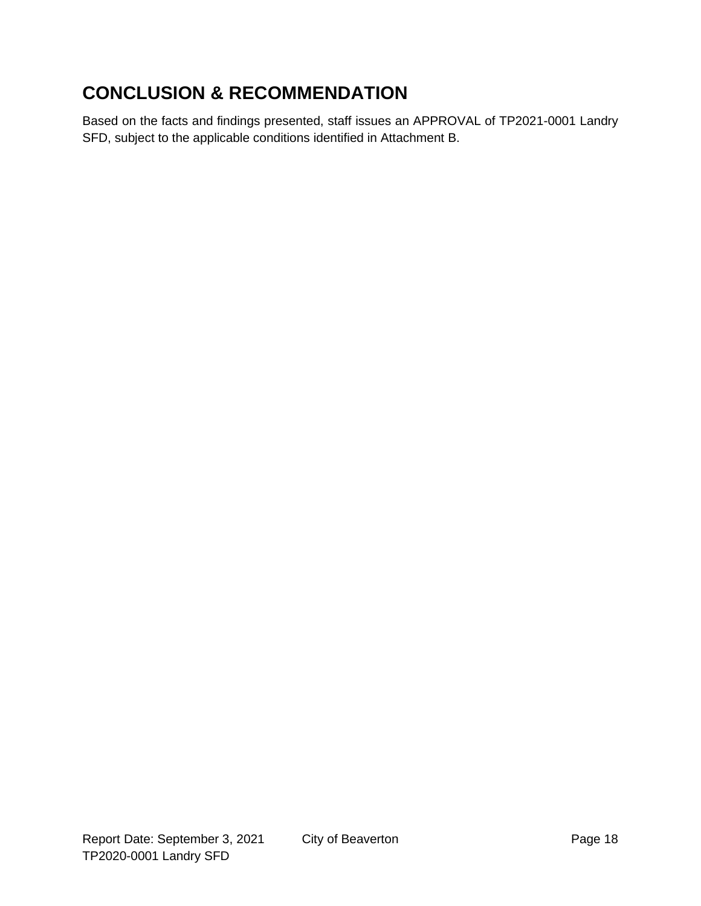## CONCLUSION & RECOMMENDATION

Based on the facts and findings presented, staff issues an APPROVAL of TP2021-0001 Landry SFD, subject to the applicable conditions identified in Attachment B.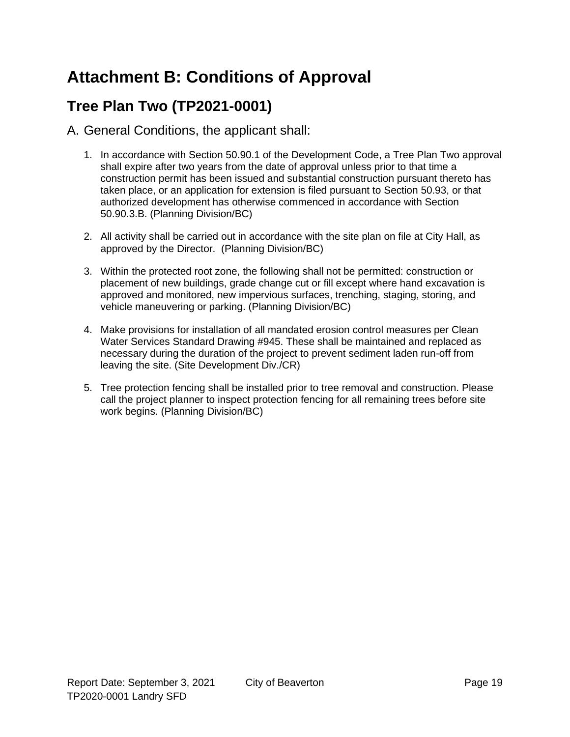# Attachment B: Conditions of Approval

## Tree Plan Two (TP2021-0001)

A. General Conditions, the applicant shall:

1. In accordance with Section 50.90.1 of the Development Code, a Tree Plan Two approval shall expire after two years from the date of approval unless prior to that time a construction permit has been issued and substantial construction pursuant thereto has taken place, or an application for extension is filed pursuant to Section 50.93, or that authorized development has otherwise commenced in accordance with Section 50.90.3.B. (Planning Division/BC)

2. All activity shall be carried out in accordance with the site plan on file at City Hall, as approved by the Director. (Planning Division/BC)

3. Within the protected root zone, the following shall not be permitted: construction or placement of new buildings, grade change cut or fill except where hand excavation is approved and monitored, new impervious surfaces, trenching, staging, storing, and vehicle maneuvering or parking. (Planning Division/BC)

4. Make provisions for installation of all mandated erosion control measures per Clean Water Services Standard Drawing #945. These shall be maintained and replaced as necessary during the duration of the project to prevent sediment laden run-off from leaving the site. (Site Development Div./CR)

5. Tree protection fencing shall be installed prior to tree removal and construction. Please call the project planner to inspect protection fencing for all remaining trees before site work begins. (Planning Division/BC)